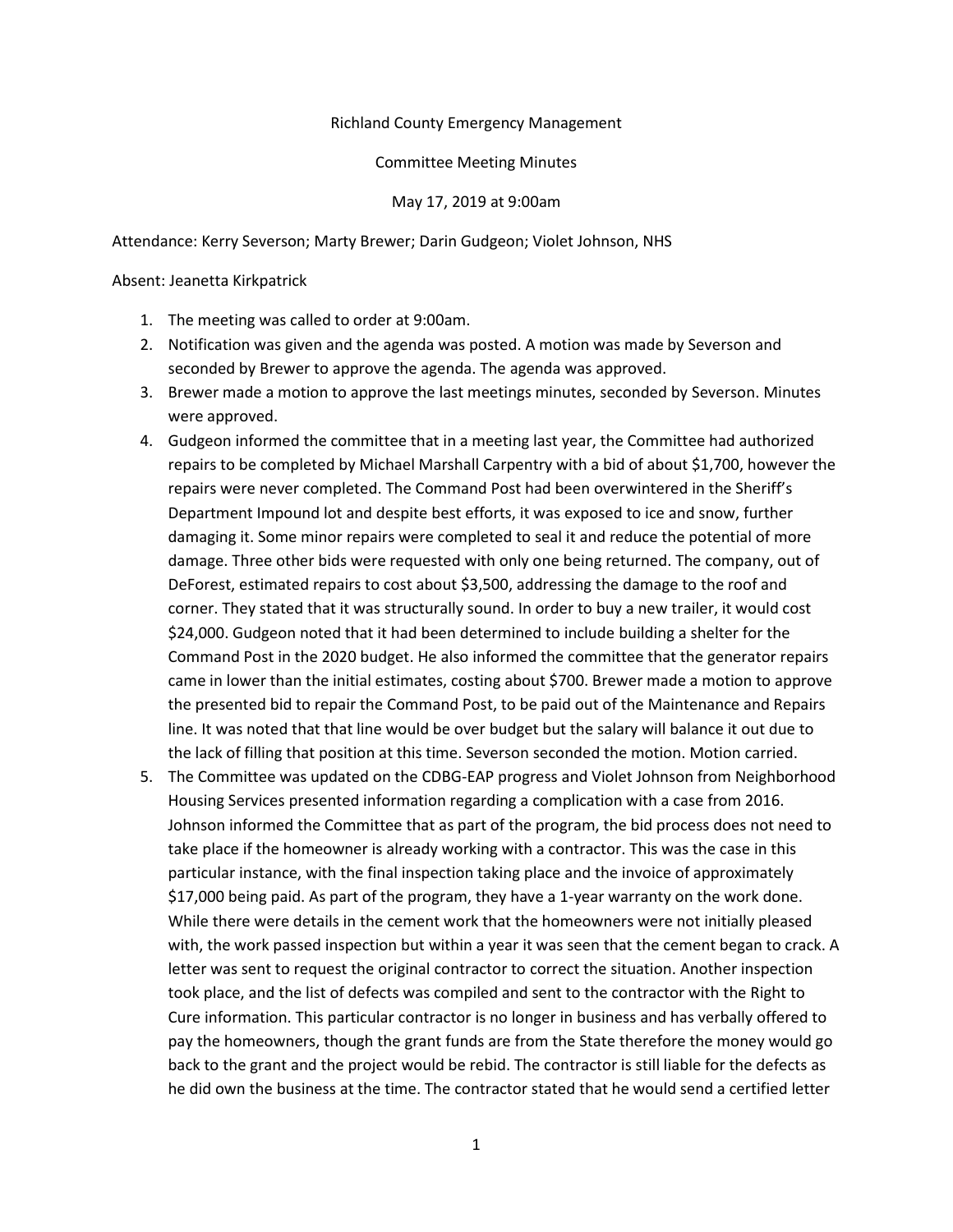Richland County Emergency Management

Committee Meeting Minutes

May 17, 2019 at 9:00am

Attendance: Kerry Severson; Marty Brewer; Darin Gudgeon; Violet Johnson, NHS

Absent: Jeanetta Kirkpatrick

1. The meeting was called to order at 9:00am.
2. Notification was given and the agenda was posted. A motion was made by Severson and seconded by Brewer to approve the agenda. The agenda was approved.
3. Brewer made a motion to approve the last meetings minutes, seconded by Severson. Minutes were approved.
4. Gudgeon informed the committee that in a meeting last year, the Committee had authorized repairs to be completed by Michael Marshall Carpentry with a bid of about $1,700, however the repairs were never completed. The Command Post had been overwintered in the Sheriff's Department Impound lot and despite best efforts, it was exposed to ice and snow, further damaging it. Some minor repairs were completed to seal it and reduce the potential of more damage. Three other bids were requested with only one being returned. The company, out of DeForest, estimated repairs to cost about $3,500, addressing the damage to the roof and corner. They stated that it was structurally sound. In order to buy a new trailer, it would cost $24,000. Gudgeon noted that it had been determined to include building a shelter for the Command Post in the 2020 budget. He also informed the committee that the generator repairs came in lower than the initial estimates, costing about $700. Brewer made a motion to approve the presented bid to repair the Command Post, to be paid out of the Maintenance and Repairs line. It was noted that that line would be over budget but the salary will balance it out due to the lack of filling that position at this time. Severson seconded the motion. Motion carried.
5. The Committee was updated on the CDBG-EAP progress and Violet Johnson from Neighborhood Housing Services presented information regarding a complication with a case from 2016. Johnson informed the Committee that as part of the program, the bid process does not need to take place if the homeowner is already working with a contractor. This was the case in this particular instance, with the final inspection taking place and the invoice of approximately $17,000 being paid. As part of the program, they have a 1-year warranty on the work done. While there were details in the cement work that the homeowners were not initially pleased with, the work passed inspection but within a year it was seen that the cement began to crack. A letter was sent to request the original contractor to correct the situation. Another inspection took place, and the list of defects was compiled and sent to the contractor with the Right to Cure information. This particular contractor is no longer in business and has verbally offered to pay the homeowners, though the grant funds are from the State therefore the money would go back to the grant and the project would be rebid. The contractor is still liable for the defects as he did own the business at the time. The contractor stated that he would send a certified letter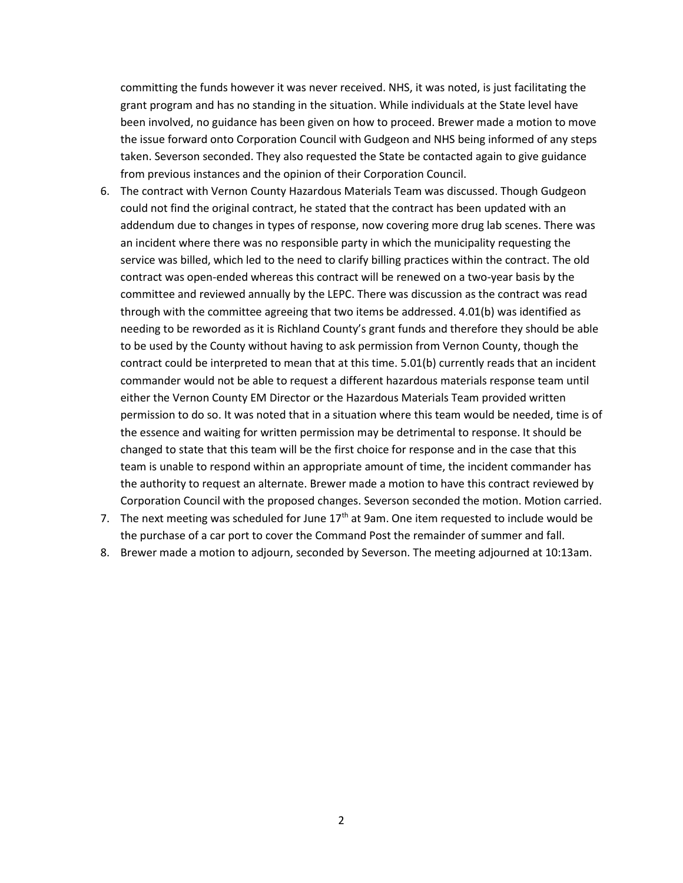committing the funds however it was never received. NHS, it was noted, is just facilitating the grant program and has no standing in the situation. While individuals at the State level have been involved, no guidance has been given on how to proceed. Brewer made a motion to move the issue forward onto Corporation Council with Gudgeon and NHS being informed of any steps taken. Severson seconded. They also requested the State be contacted again to give guidance from previous instances and the opinion of their Corporation Council.

6. The contract with Vernon County Hazardous Materials Team was discussed. Though Gudgeon could not find the original contract, he stated that the contract has been updated with an addendum due to changes in types of response, now covering more drug lab scenes. There was an incident where there was no responsible party in which the municipality requesting the service was billed, which led to the need to clarify billing practices within the contract. The old contract was open-ended whereas this contract will be renewed on a two-year basis by the committee and reviewed annually by the LEPC. There was discussion as the contract was read through with the committee agreeing that two items be addressed. 4.01(b) was identified as needing to be reworded as it is Richland County's grant funds and therefore they should be able to be used by the County without having to ask permission from Vernon County, though the contract could be interpreted to mean that at this time. 5.01(b) currently reads that an incident commander would not be able to request a different hazardous materials response team until either the Vernon County EM Director or the Hazardous Materials Team provided written permission to do so. It was noted that in a situation where this team would be needed, time is of the essence and waiting for written permission may be detrimental to response. It should be changed to state that this team will be the first choice for response and in the case that this team is unable to respond within an appropriate amount of time, the incident commander has the authority to request an alternate. Brewer made a motion to have this contract reviewed by Corporation Council with the proposed changes. Severson seconded the motion. Motion carried.
7. The next meeting was scheduled for June 17th at 9am. One item requested to include would be the purchase of a car port to cover the Command Post the remainder of summer and fall.
8. Brewer made a motion to adjourn, seconded by Severson. The meeting adjourned at 10:13am.